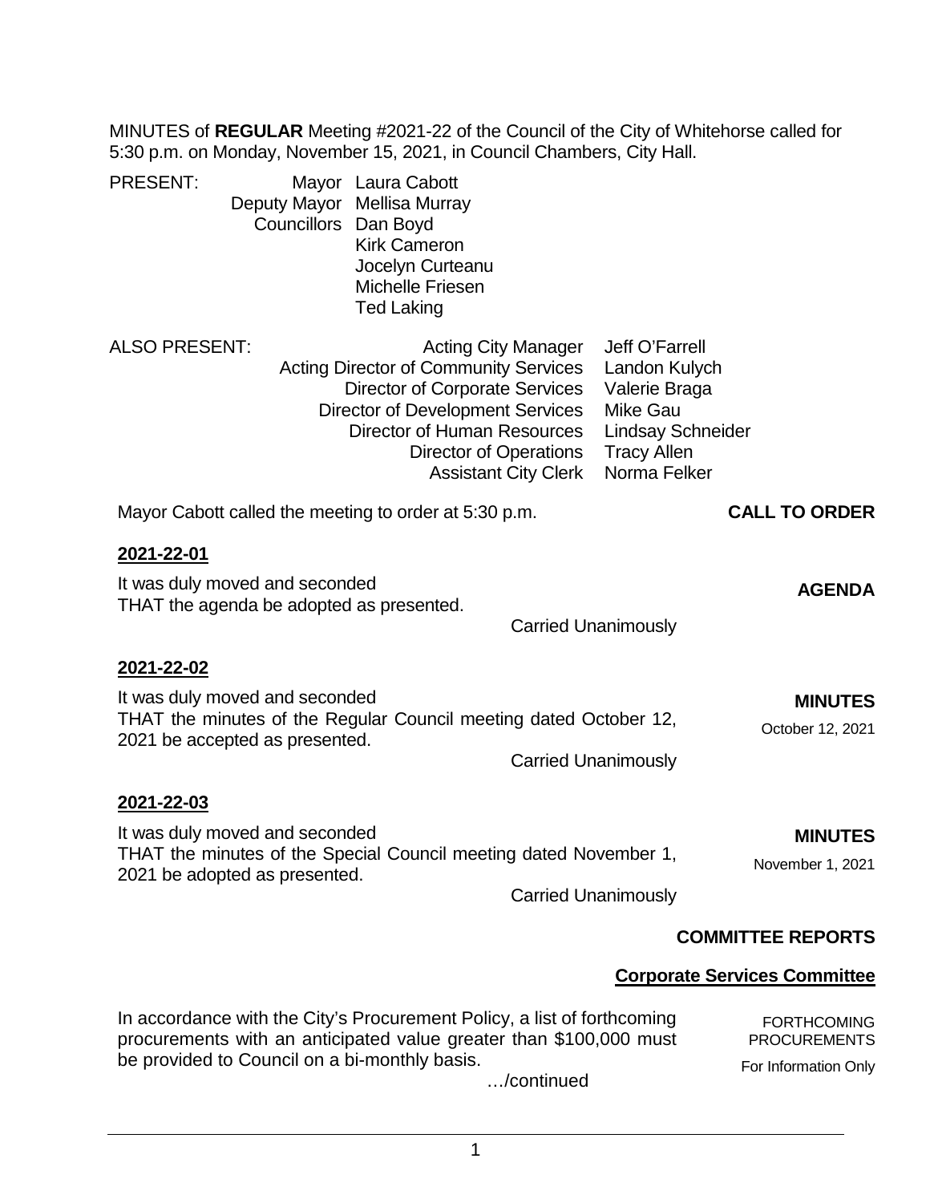MINUTES of **REGULAR** Meeting #2021-22 of the Council of the City of Whitehorse called for 5:30 p.m. on Monday, November 15, 2021, in Council Chambers, City Hall.

PRESENT:

| | |
|---|---|
| Mayor | Laura Cabott |
| Deputy Mayor | Mellisa Murray |
| Councillors | Dan Boyd |
| | Kirk Cameron |
| | Jocelyn Curteanu |
| | Michelle Friesen |
| | Ted Laking |

ALSO PRESENT:

| | |
|---|---|
| Acting City Manager | Jeff O'Farrell |
| Acting Director of Community Services | Landon Kulych |
| Director of Corporate Services | Valerie Braga |
| Director of Development Services | Mike Gau |
| Director of Human Resources | Lindsay Schneider |
| Director of Operations | Tracy Allen |
| Assistant City Clerk | Norma Felker |

**CALL TO ORDER**

Mayor Cabott called the meeting to order at 5:30 p.m.

**2021-22-01**

**AGENDA**

It was duly moved and seconded
THAT the agenda be adopted as presented.

Carried Unanimously

**2021-22-02**

**MINUTES**
October 12, 2021

It was duly moved and seconded
THAT the minutes of the Regular Council meeting dated October 12, 2021 be accepted as presented.

Carried Unanimously

**2021-22-03**

**MINUTES**
November 1, 2021

It was duly moved and seconded
THAT the minutes of the Special Council meeting dated November 1, 2021 be adopted as presented.

Carried Unanimously

## COMMITTEE REPORTS

### Corporate Services Committee

FORTHCOMING PROCUREMENTS
For Information Only

In accordance with the City's Procurement Policy, a list of forthcoming procurements with an anticipated value greater than $100,000 must be provided to Council on a bi-monthly basis.

…/continued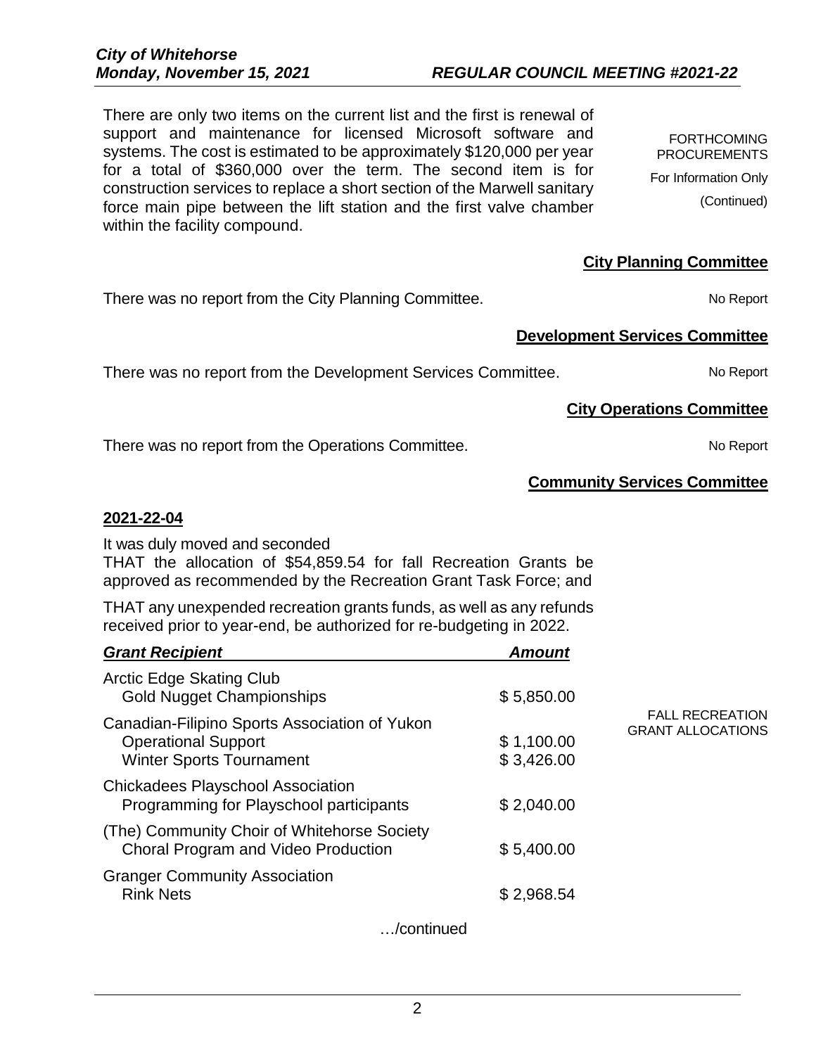There are only two items on the current list and the first is renewal of support and maintenance for licensed Microsoft software and systems. The cost is estimated to be approximately $120,000 per year for a total of $360,000 over the term. The second item is for construction services to replace a short section of the Marwell sanitary force main pipe between the lift station and the first valve chamber within the facility compound.

FORTHCOMING PROCUREMENTS
For Information Only
(Continued)

## City Planning Committee

There was no report from the City Planning Committee.

No Report

## Development Services Committee

There was no report from the Development Services Committee.

No Report

## City Operations Committee

There was no report from the Operations Committee.

No Report

## Community Services Committee

**2021-22-04**

It was duly moved and seconded
THAT the allocation of $54,859.54 for fall Recreation Grants be approved as recommended by the Recreation Grant Task Force; and

THAT any unexpended recreation grants funds, as well as any refunds received prior to year-end, be authorized for re-budgeting in 2022.

FALL RECREATION GRANT ALLOCATIONS

| ***Grant Recipient*** | ***Amount*** |
|---|---|
| Arctic Edge Skating Club | |
| Gold Nugget Championships | $ 5,850.00 |
| Canadian-Filipino Sports Association of Yukon | |
| Operational Support | $ 1,100.00 |
| Winter Sports Tournament | $ 3,426.00 |
| Chickadees Playschool Association | |
| Programming for Playschool participants | $ 2,040.00 |
| (The) Community Choir of Whitehorse Society | |
| Choral Program and Video Production | $ 5,400.00 |
| Granger Community Association | |
| Rink Nets | $ 2,968.54 |

…/continued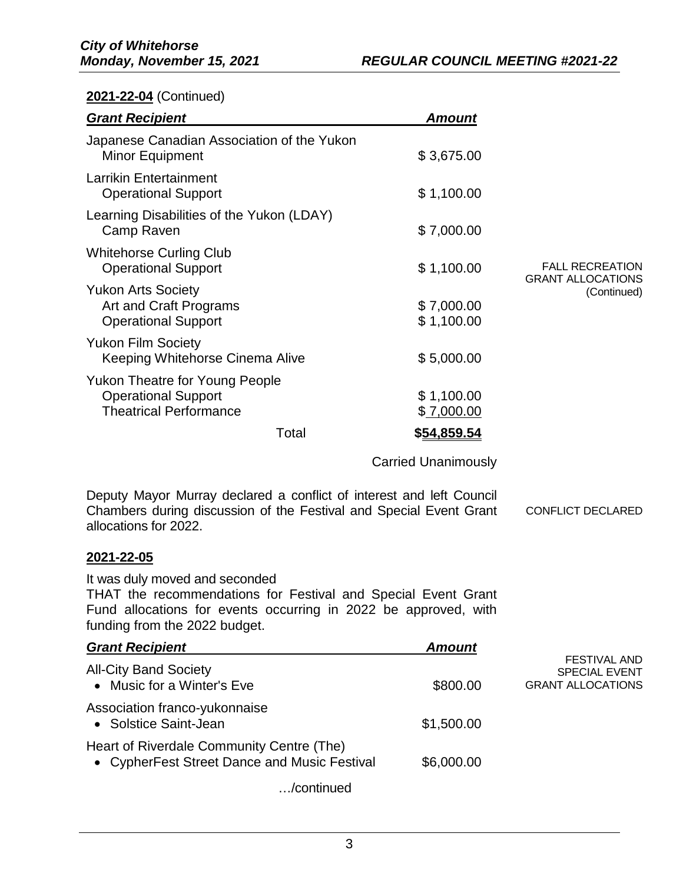**2021-22-04** (Continued)

FALL RECREATION GRANT ALLOCATIONS (Continued)

| *Grant Recipient* | *Amount* |
|---|---|
| Japanese Canadian Association of the Yukon | |
| Minor Equipment | $ 3,675.00 |
| Larrikin Entertainment | |
| Operational Support | $ 1,100.00 |
| Learning Disabilities of the Yukon (LDAY) | |
| Camp Raven | $ 7,000.00 |
| Whitehorse Curling Club | |
| Operational Support | $ 1,100.00 |
| Yukon Arts Society | |
| Art and Craft Programs | $ 7,000.00 |
| Operational Support | $ 1,100.00 |
| Yukon Film Society | |
| Keeping Whitehorse Cinema Alive | $ 5,000.00 |
| Yukon Theatre for Young People | |
| Operational Support | $ 1,100.00 |
| Theatrical Performance | $ 7,000.00 |
| Total | **$54,859.54** |

Carried Unanimously

CONFLICT DECLARED

Deputy Mayor Murray declared a conflict of interest and left Council Chambers during discussion of the Festival and Special Event Grant allocations for 2022.

**2021-22-05**

FESTIVAL AND SPECIAL EVENT GRANT ALLOCATIONS

It was duly moved and seconded
THAT the recommendations for Festival and Special Event Grant Fund allocations for events occurring in 2022 be approved, with funding from the 2022 budget.

| *Grant Recipient* | *Amount* |
|---|---|
| All-City Band Society | |
| • Music for a Winter's Eve | $800.00 |
| Association franco-yukonnaise | |
| • Solstice Saint-Jean | $1,500.00 |
| Heart of Riverdale Community Centre (The) | |
| • CypherFest Street Dance and Music Festival | $6,000.00 |

…/continued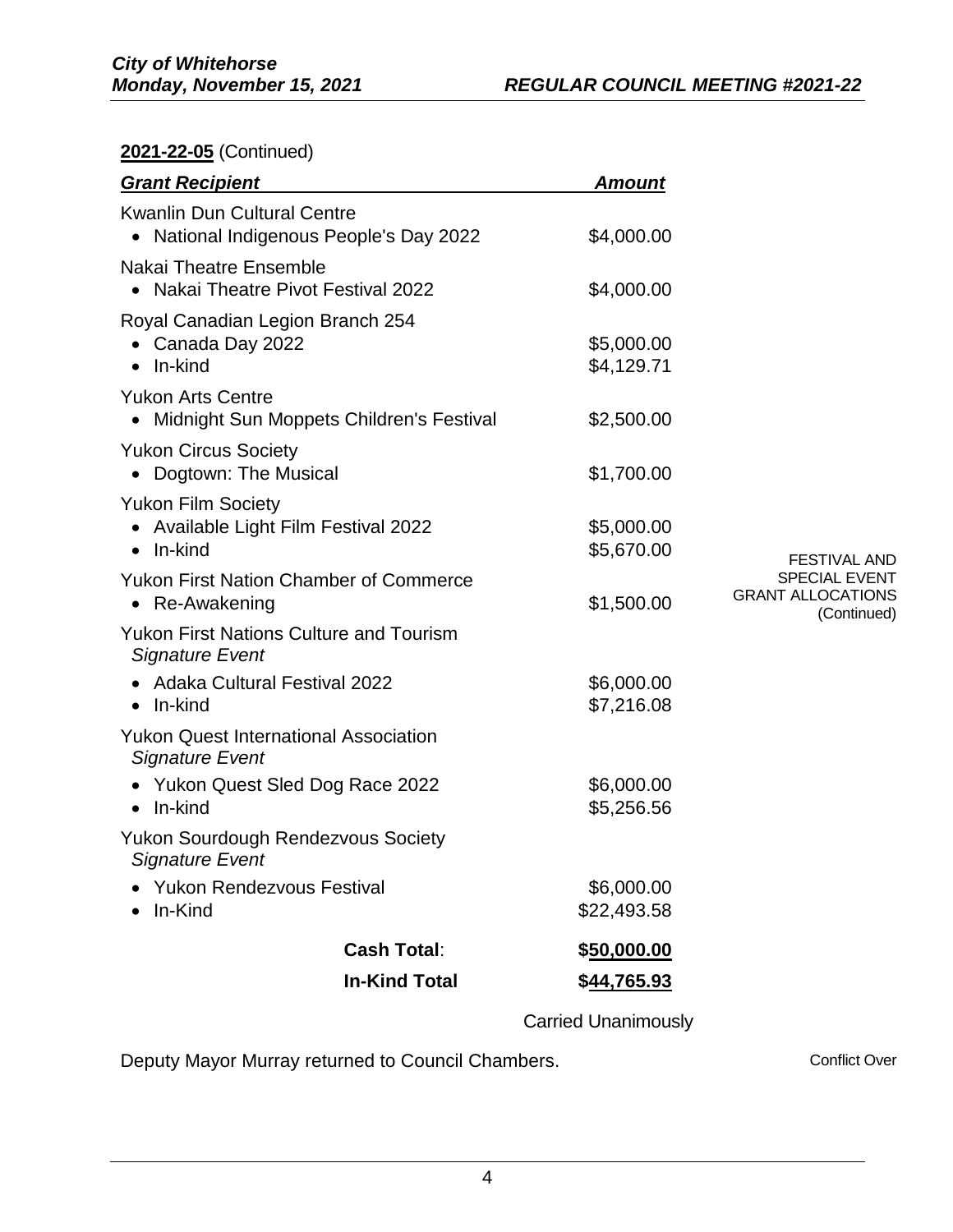**2021-22-05** (Continued)

FESTIVAL AND SPECIAL EVENT GRANT ALLOCATIONS (Continued)

| ***Grant Recipient*** | ***Amount*** |
|---|---|
| Kwanlin Dun Cultural Centre | |
| • National Indigenous People's Day 2022 | $4,000.00 |
| Nakai Theatre Ensemble | |
| • Nakai Theatre Pivot Festival 2022 | $4,000.00 |
| Royal Canadian Legion Branch 254 | |
| • Canada Day 2022 | $5,000.00 |
| • In-kind | $4,129.71 |
| Yukon Arts Centre | |
| • Midnight Sun Moppets Children's Festival | $2,500.00 |
| Yukon Circus Society | |
| • Dogtown: The Musical | $1,700.00 |
| Yukon Film Society | |
| • Available Light Film Festival 2022 | $5,000.00 |
| • In-kind | $5,670.00 |
| Yukon First Nation Chamber of Commerce | |
| • Re-Awakening | $1,500.00 |
| Yukon First Nations Culture and Tourism *Signature Event* | |
| • Adaka Cultural Festival 2022 | $6,000.00 |
| • In-kind | $7,216.08 |
| Yukon Quest International Association *Signature Event* | |
| • Yukon Quest Sled Dog Race 2022 | $6,000.00 |
| • In-kind | $5,256.56 |
| Yukon Sourdough Rendezvous Society *Signature Event* | |
| • Yukon Rendezvous Festival | $6,000.00 |
| • In-Kind | $22,493.58 |
| **Cash Total**: | **$50,000.00** |
| **In-Kind Total** | **$44,765.93** |

Carried Unanimously

Deputy Mayor Murray returned to Council Chambers.

Conflict Over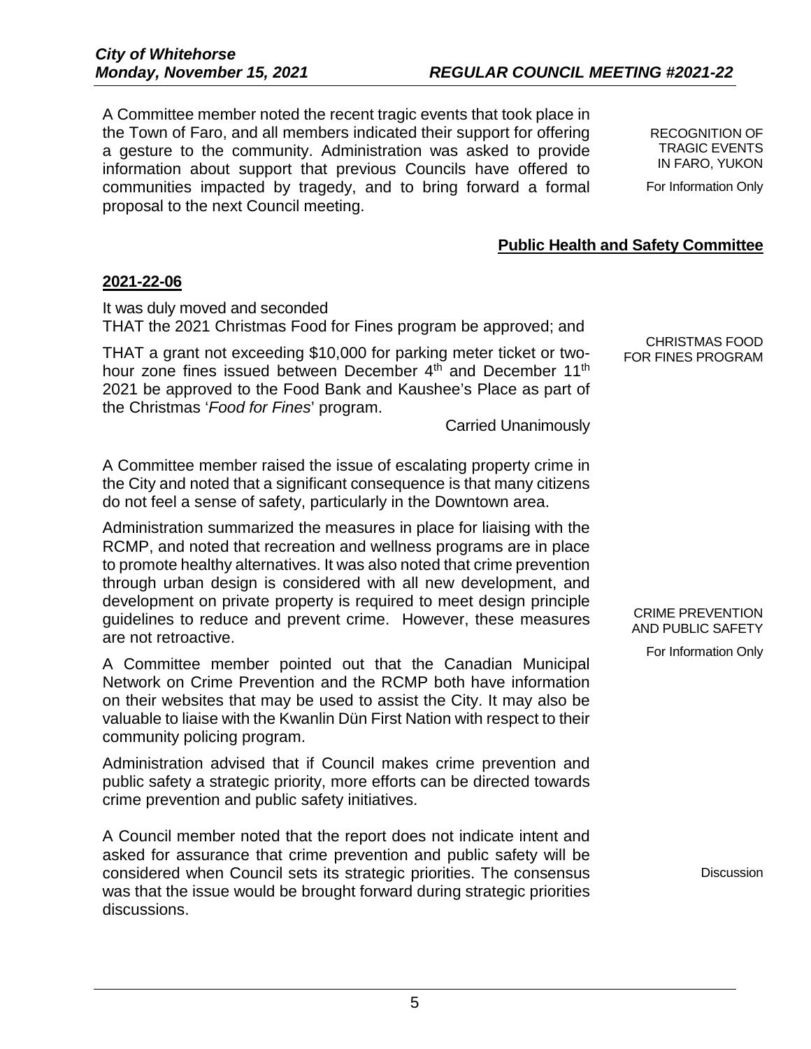A Committee member noted the recent tragic events that took place in the Town of Faro, and all members indicated their support for offering a gesture to the community. Administration was asked to provide information about support that previous Councils have offered to communities impacted by tragedy, and to bring forward a formal proposal to the next Council meeting.

RECOGNITION OF TRAGIC EVENTS IN FARO, YUKON

For Information Only

**Public Health and Safety Committee**

**2021-22-06**

It was duly moved and seconded
THAT the 2021 Christmas Food for Fines program be approved; and

CHRISTMAS FOOD FOR FINES PROGRAM

THAT a grant not exceeding $10,000 for parking meter ticket or two-hour zone fines issued between December 4th and December 11th 2021 be approved to the Food Bank and Kaushee's Place as part of the Christmas '*Food for Fines*' program.

Carried Unanimously

A Committee member raised the issue of escalating property crime in the City and noted that a significant consequence is that many citizens do not feel a sense of safety, particularly in the Downtown area.

Administration summarized the measures in place for liaising with the RCMP, and noted that recreation and wellness programs are in place to promote healthy alternatives. It was also noted that crime prevention through urban design is considered with all new development, and development on private property is required to meet design principle guidelines to reduce and prevent crime. However, these measures are not retroactive.

CRIME PREVENTION AND PUBLIC SAFETY

For Information Only

A Committee member pointed out that the Canadian Municipal Network on Crime Prevention and the RCMP both have information on their websites that may be used to assist the City. It may also be valuable to liaise with the Kwanlin Dün First Nation with respect to their community policing program.

Administration advised that if Council makes crime prevention and public safety a strategic priority, more efforts can be directed towards crime prevention and public safety initiatives.

A Council member noted that the report does not indicate intent and asked for assurance that crime prevention and public safety will be considered when Council sets its strategic priorities. The consensus was that the issue would be brought forward during strategic priorities discussions.

Discussion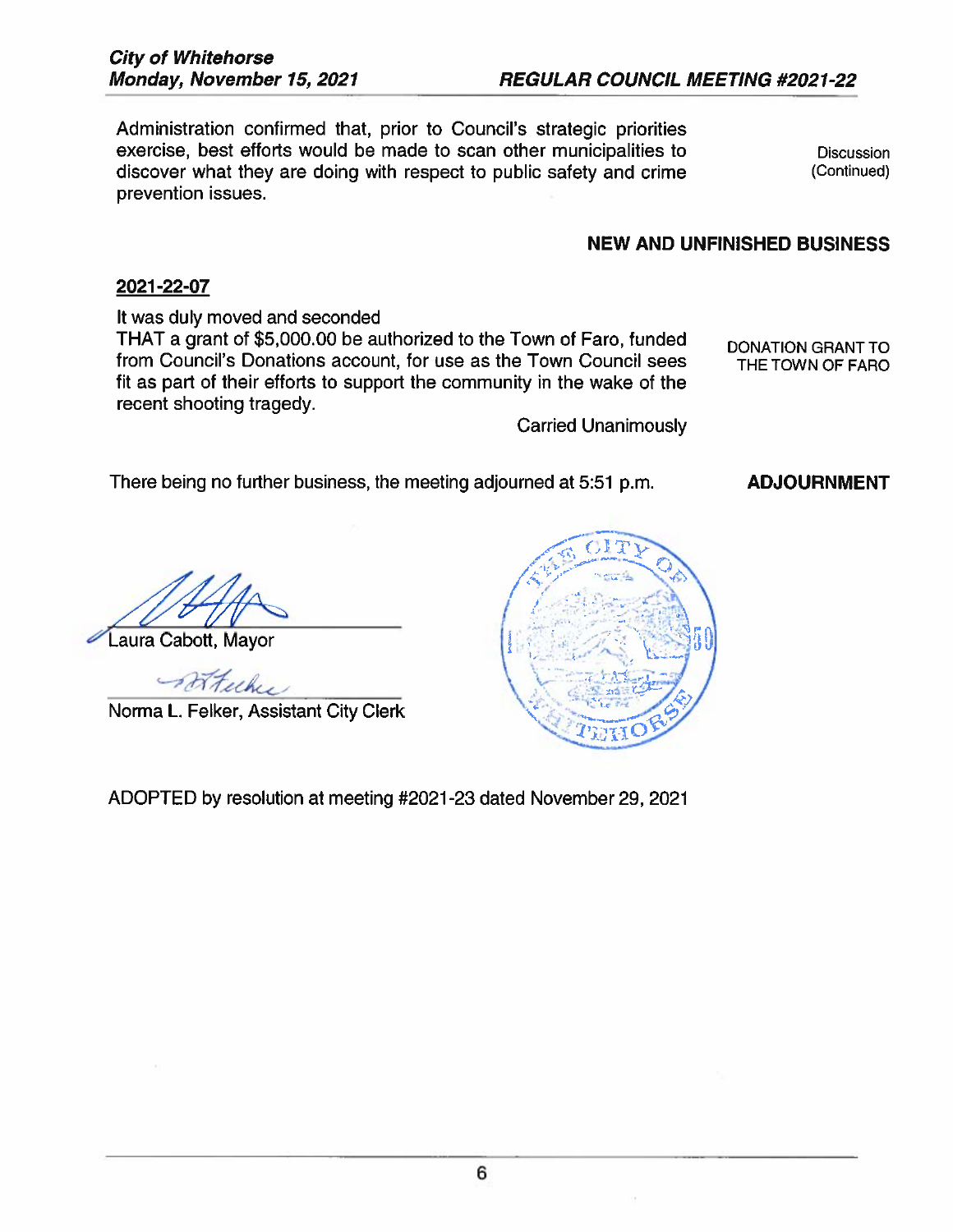Administration confirmed that, prior to Council's strategic priorities exercise, best efforts would be made to scan other municipalities to discover what they are doing with respect to public safety and crime prevention issues.

Discussion (Continued)

## NEW AND UNFINISHED BUSINESS

**2021-22-07**

DONATION GRANT TO THE TOWN OF FARO

It was duly moved and seconded
THAT a grant of $5,000.00 be authorized to the Town of Faro, funded from Council's Donations account, for use as the Town Council sees fit as part of their efforts to support the community in the wake of the recent shooting tragedy.

Carried Unanimously

## ADJOURNMENT

There being no further business, the meeting adjourned at 5:51 p.m.

Laura Cabott, Mayor

Norma L. Felker, Assistant City Clerk

ADOPTED by resolution at meeting #2021-23 dated November 29, 2021